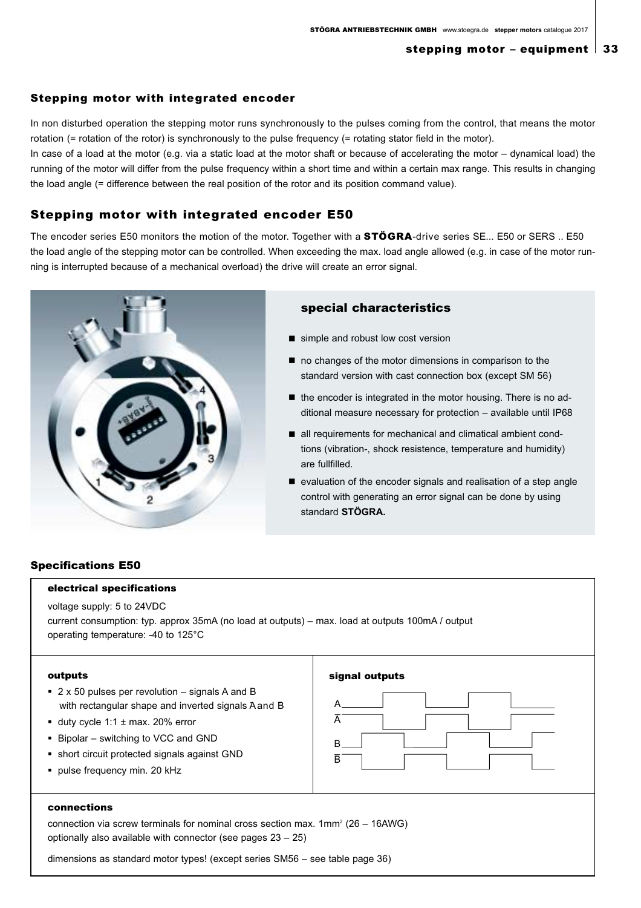## Stepping motor with integrated encoder

In non disturbed operation the stepping motor runs synchronously to the pulses coming from the control, that means the motor rotation (= rotation of the rotor) is synchronously to the pulse frequency (= rotating stator field in the motor).

In case of a load at the motor (e.g. via a static load at the motor shaft or because of accelerating the motor – dynamical load) the running of the motor will differ from the pulse frequency within a short time and within a certain max range. This results in changing the load angle (= difference between the real position of the rotor and its position command value).

## Stepping motor with integrated encoder E50

The encoder series E50 monitors the motion of the motor. Together with a **STÖGRA**-drive series SE... E50 or SERS .. E50 the load angle of the stepping motor can be controlled. When exceeding the max. load angle allowed (e.g. in case of the motor running is interrupted because of a mechanical overload) the drive will create an error signal.

### special characteristics

- simple and robust low cost version
- no changes of the motor dimensions in comparison to the standard version with cast connection box (except SM 56)
- the encoder is integrated in the motor housing. There is no additional measure necessary for protection – available until IP68
- all requirements for mechanical and climatical ambient condtions (vibration-, shock resistence, temperature and humidity) are fullfilled.
- evaluation of the encoder signals and realisation of a step angle control with generating an error signal can be done by using standard **STÖGRA.**

## Specifications E50

### electrical specifications

voltage supply: 5 to 24VDC
current consumption: typ. approx 35mA (no load at outputs) – max. load at outputs 100mA / output
operating temperature: -40 to 125°C

### outputs

- 2 x 50 pulses per revolution – signals A and B with rectangular shape and inverted signals $\overline{A}$ and $\overline{B}$
- duty cycle 1:1 ± max. 20% error
- Bipolar – switching to VCC and GND
- short circuit protected signals against GND
- pulse frequency min. 20 kHz

### signal outputs

A
$\overline{A}$
B
$\overline{B}$

### connections

connection via screw terminals for nominal cross section max. 1mm² (26 – 16AWG)
optionally also available with connector (see pages 23 – 25)

dimensions as standard motor types! (except series SM56 – see table page 36)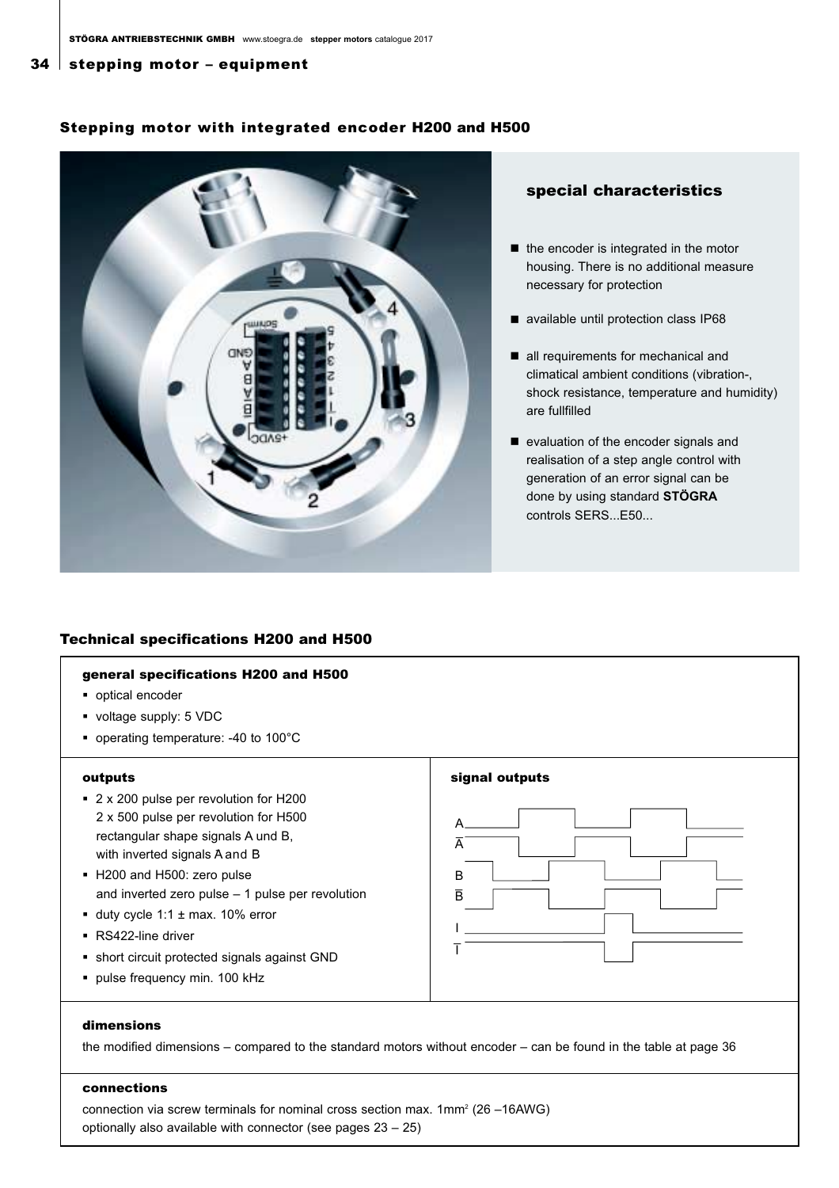## stepping motor – equipment

### Stepping motor with integrated encoder H200 and H500

### special characteristics

- the encoder is integrated in the motor housing. There is no additional measure necessary for protection
- available until protection class IP68
- all requirements for mechanical and climatical ambient conditions (vibration-, shock resistance, temperature and humidity) are fullfilled
- evaluation of the encoder signals and realisation of a step angle control with generation of an error signal can be done by using standard **STÖGRA** controls SERS...E50...

### Technical specifications H200 and H500

#### general specifications H200 and H500

- optical encoder
- voltage supply: 5 VDC
- operating temperature: -40 to 100°C

#### outputs

- 2 x 200 pulse per revolution for H200
  2 x 500 pulse per revolution for H500
  rectangular shape signals A und B,
  with inverted signals $\overline{A}$ and B
- H200 and H500: zero pulse
  and inverted zero pulse – 1 pulse per revolution
- duty cycle 1:1 ± max. 10% error
- RS422-line driver
- short circuit protected signals against GND
- pulse frequency min. 100 kHz

#### signal outputs

A
$\overline{A}$
B
$\overline{B}$
I
$\overline{I}$

#### dimensions

the modified dimensions – compared to the standard motors without encoder – can be found in the table at page 36

#### connections

connection via screw terminals for nominal cross section max. 1mm² (26 –16AWG)
optionally also available with connector (see pages 23 – 25)